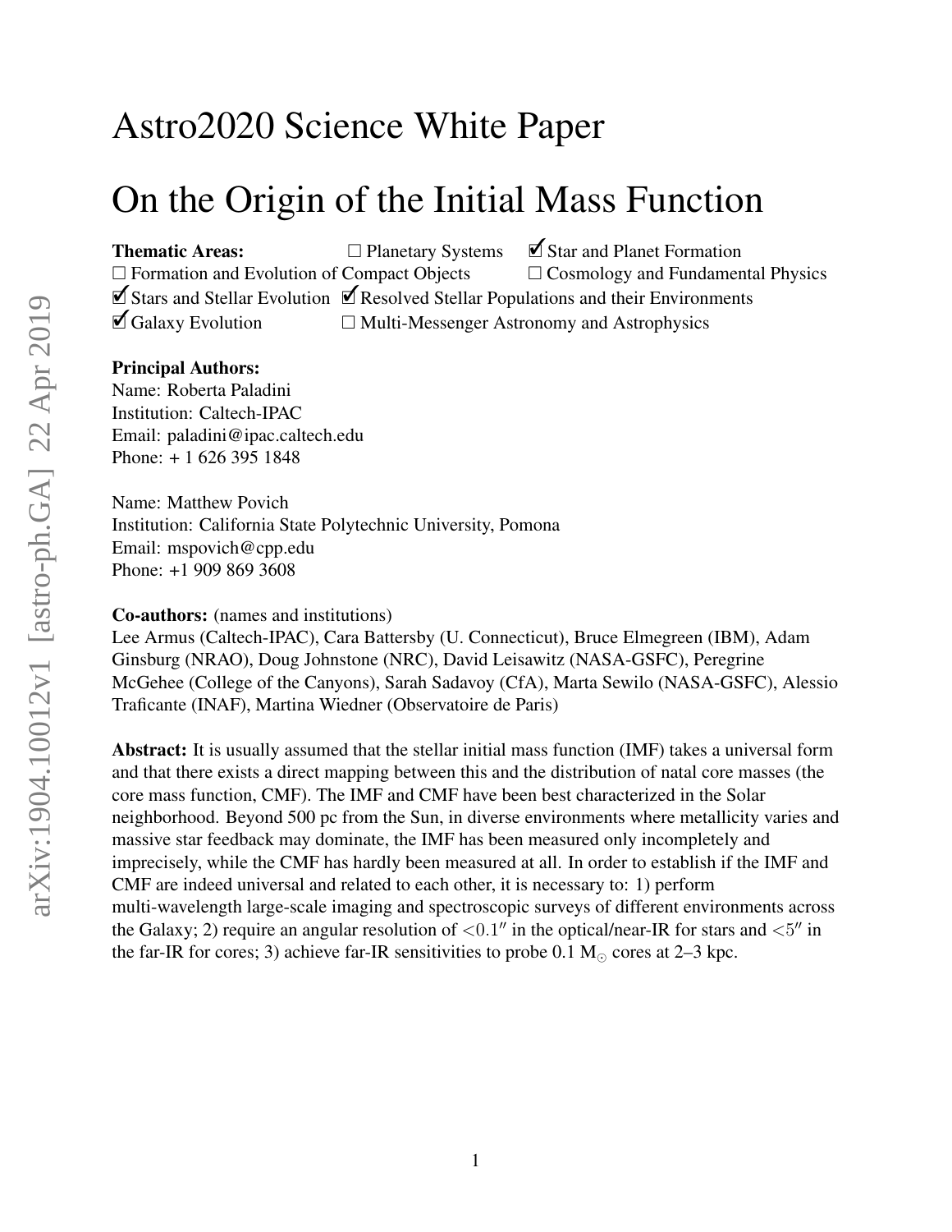# Astro2020 Science White Paper

# On the Origin of the Initial Mass Function

**Thematic Areas:** ☐ Planetary Systems ☑ Star and Planet Formation
☐ Formation and Evolution of Compact Objects ☐ Cosmology and Fundamental Physics
☑ Stars and Stellar Evolution ☑ Resolved Stellar Populations and their Environments
☑ Galaxy Evolution ☐ Multi-Messenger Astronomy and Astrophysics

**Principal Authors:**
Name: Roberta Paladini
Institution: Caltech-IPAC
Email: paladini@ipac.caltech.edu
Phone: + 1 626 395 1848

Name: Matthew Povich
Institution: California State Polytechnic University, Pomona
Email: mspovich@cpp.edu
Phone: +1 909 869 3608

**Co-authors:** (names and institutions)
Lee Armus (Caltech-IPAC), Cara Battersby (U. Connecticut), Bruce Elmegreen (IBM), Adam Ginsburg (NRAO), Doug Johnstone (NRC), David Leisawitz (NASA-GSFC), Peregrine McGehee (College of the Canyons), Sarah Sadavoy (CfA), Marta Sewilo (NASA-GSFC), Alessio Traficante (INAF), Martina Wiedner (Observatoire de Paris)

**Abstract:** It is usually assumed that the stellar initial mass function (IMF) takes a universal form and that there exists a direct mapping between this and the distribution of natal core masses (the core mass function, CMF). The IMF and CMF have been best characterized in the Solar neighborhood. Beyond 500 pc from the Sun, in diverse environments where metallicity varies and massive star feedback may dominate, the IMF has been measured only incompletely and imprecisely, while the CMF has hardly been measured at all. In order to establish if the IMF and CMF are indeed universal and related to each other, it is necessary to: 1) perform multi-wavelength large-scale imaging and spectroscopic surveys of different environments across the Galaxy; 2) require an angular resolution of $<0.1''$ in the optical/near-IR for stars and $<5''$ in the far-IR for cores; 3) achieve far-IR sensitivities to probe 0.1 $M_{\odot}$ cores at 2–3 kpc.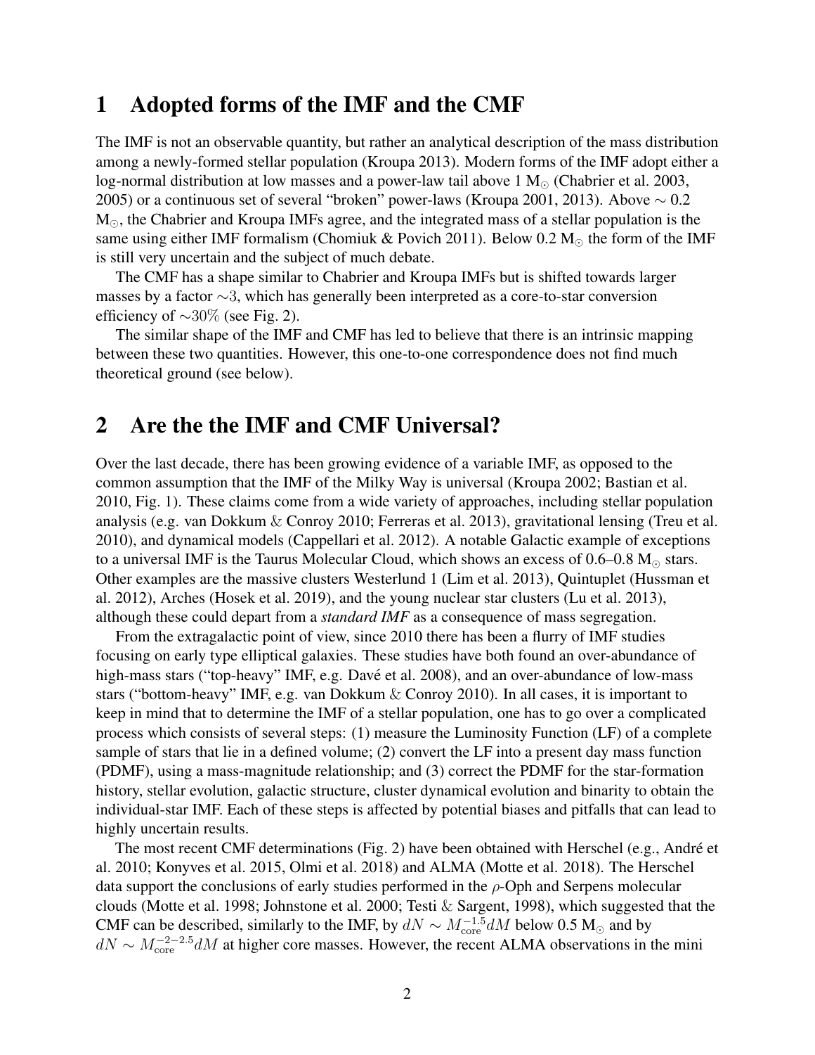# 1 Adopted forms of the IMF and the CMF

The IMF is not an observable quantity, but rather an analytical description of the mass distribution among a newly-formed stellar population (Kroupa 2013). Modern forms of the IMF adopt either a log-normal distribution at low masses and a power-law tail above 1 $M_{\odot}$ (Chabrier et al. 2003, 2005) or a continuous set of several "broken" power-laws (Kroupa 2001, 2013). Above $\sim 0.2$ $M_{\odot}$, the Chabrier and Kroupa IMFs agree, and the integrated mass of a stellar population is the same using either IMF formalism (Chomiuk & Povich 2011). Below 0.2 $M_{\odot}$ the form of the IMF is still very uncertain and the subject of much debate.

The CMF has a shape similar to Chabrier and Kroupa IMFs but is shifted towards larger masses by a factor $\sim 3$, which has generally been interpreted as a core-to-star conversion efficiency of $\sim 30\%$ (see Fig. 2).

The similar shape of the IMF and CMF has led to believe that there is an intrinsic mapping between these two quantities. However, this one-to-one correspondence does not find much theoretical ground (see below).

# 2 Are the the IMF and CMF Universal?

Over the last decade, there has been growing evidence of a variable IMF, as opposed to the common assumption that the IMF of the Milky Way is universal (Kroupa 2002; Bastian et al. 2010, Fig. 1). These claims come from a wide variety of approaches, including stellar population analysis (e.g. van Dokkum & Conroy 2010; Ferreras et al. 2013), gravitational lensing (Treu et al. 2010), and dynamical models (Cappellari et al. 2012). A notable Galactic example of exceptions to a universal IMF is the Taurus Molecular Cloud, which shows an excess of 0.6–0.8 $M_{\odot}$ stars. Other examples are the massive clusters Westerlund 1 (Lim et al. 2013), Quintuplet (Hussman et al. 2012), Arches (Hosek et al. 2019), and the young nuclear star clusters (Lu et al. 2013), although these could depart from a *standard IMF* as a consequence of mass segregation.

From the extragalactic point of view, since 2010 there has been a flurry of IMF studies focusing on early type elliptical galaxies. These studies have both found an over-abundance of high-mass stars ("top-heavy" IMF, e.g. Davé et al. 2008), and an over-abundance of low-mass stars ("bottom-heavy" IMF, e.g. van Dokkum & Conroy 2010). In all cases, it is important to keep in mind that to determine the IMF of a stellar population, one has to go over a complicated process which consists of several steps: (1) measure the Luminosity Function (LF) of a complete sample of stars that lie in a defined volume; (2) convert the LF into a present day mass function (PDMF), using a mass-magnitude relationship; and (3) correct the PDMF for the star-formation history, stellar evolution, galactic structure, cluster dynamical evolution and binarity to obtain the individual-star IMF. Each of these steps is affected by potential biases and pitfalls that can lead to highly uncertain results.

The most recent CMF determinations (Fig. 2) have been obtained with Herschel (e.g., André et al. 2010; Konyves et al. 2015, Olmi et al. 2018) and ALMA (Motte et al. 2018). The Herschel data support the conclusions of early studies performed in the $\rho$-Oph and Serpens molecular clouds (Motte et al. 1998; Johnstone et al. 2000; Testi & Sargent, 1998), which suggested that the CMF can be described, similarly to the IMF, by $dN \sim M_{\rm core}^{-1.5} dM$ below 0.5 $M_{\odot}$ and by $dN \sim M_{\rm core}^{-2-2.5} dM$ at higher core masses. However, the recent ALMA observations in the mini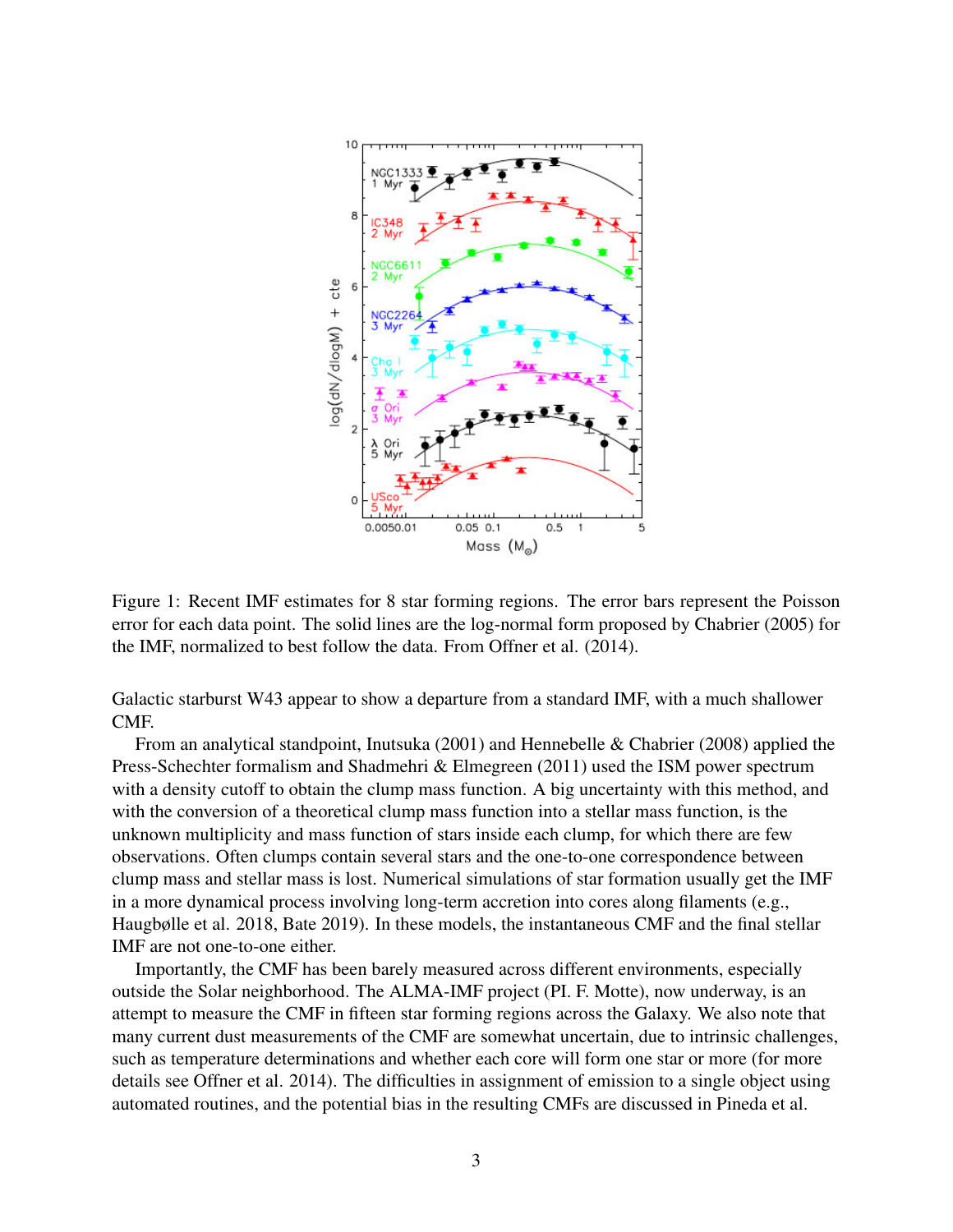Figure 1: Recent IMF estimates for 8 star forming regions. The error bars represent the Poisson error for each data point. The solid lines are the log-normal form proposed by Chabrier (2005) for the IMF, normalized to best follow the data. From Offner et al. (2014).

Galactic starburst W43 appear to show a departure from a standard IMF, with a much shallower CMF.

From an analytical standpoint, Inutsuka (2001) and Hennebelle & Chabrier (2008) applied the Press-Schechter formalism and Shadmehri & Elmegreen (2011) used the ISM power spectrum with a density cutoff to obtain the clump mass function. A big uncertainty with this method, and with the conversion of a theoretical clump mass function into a stellar mass function, is the unknown multiplicity and mass function of stars inside each clump, for which there are few observations. Often clumps contain several stars and the one-to-one correspondence between clump mass and stellar mass is lost. Numerical simulations of star formation usually get the IMF in a more dynamical process involving long-term accretion into cores along filaments (e.g., Haugbølle et al. 2018, Bate 2019). In these models, the instantaneous CMF and the final stellar IMF are not one-to-one either.

Importantly, the CMF has been barely measured across different environments, especially outside the Solar neighborhood. The ALMA-IMF project (PI. F. Motte), now underway, is an attempt to measure the CMF in fifteen star forming regions across the Galaxy. We also note that many current dust measurements of the CMF are somewhat uncertain, due to intrinsic challenges, such as temperature determinations and whether each core will form one star or more (for more details see Offner et al. 2014). The difficulties in assignment of emission to a single object using automated routines, and the potential bias in the resulting CMFs are discussed in Pineda et al.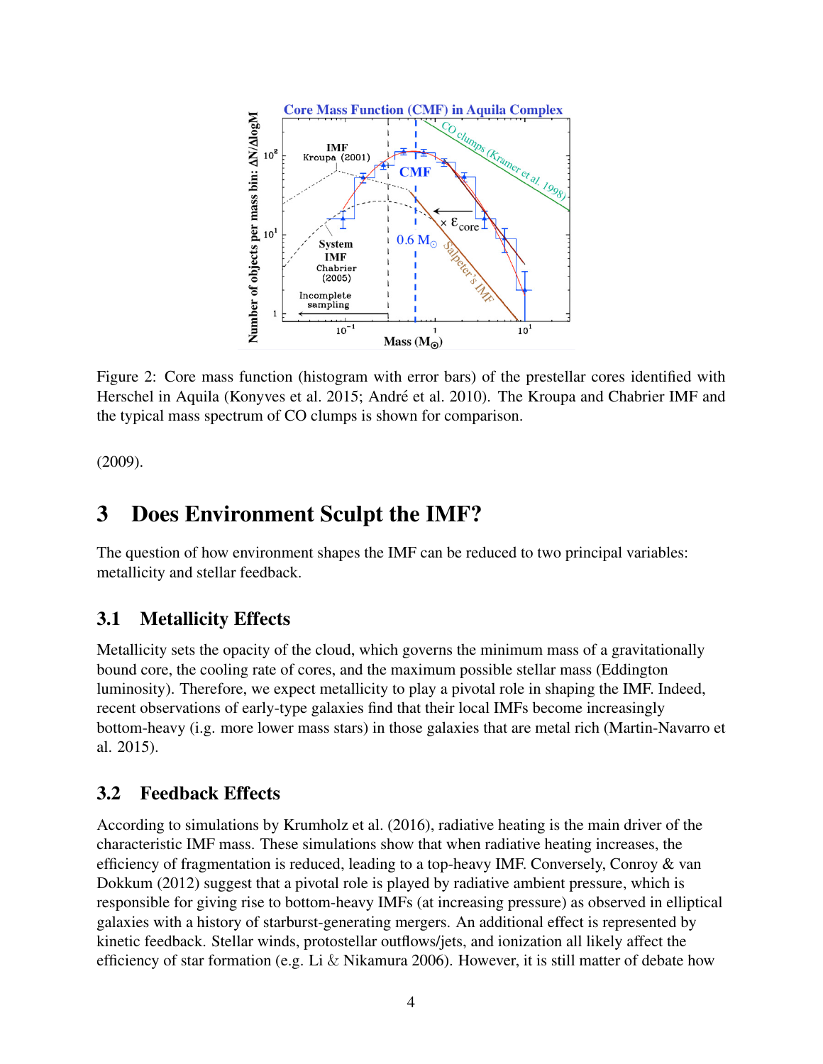Figure 2: Core mass function (histogram with error bars) of the prestellar cores identified with Herschel in Aquila (Konyves et al. 2015; André et al. 2010). The Kroupa and Chabrier IMF and the typical mass spectrum of CO clumps is shown for comparison.

(2009).

# 3 Does Environment Sculpt the IMF?

The question of how environment shapes the IMF can be reduced to two principal variables: metallicity and stellar feedback.

## 3.1 Metallicity Effects

Metallicity sets the opacity of the cloud, which governs the minimum mass of a gravitationally bound core, the cooling rate of cores, and the maximum possible stellar mass (Eddington luminosity). Therefore, we expect metallicity to play a pivotal role in shaping the IMF. Indeed, recent observations of early-type galaxies find that their local IMFs become increasingly bottom-heavy (i.e. more lower mass stars) in those galaxies that are metal rich (Martin-Navarro et al. 2015).

## 3.2 Feedback Effects

According to simulations by Krumholz et al. (2016), radiative heating is the main driver of the characteristic IMF mass. These simulations show that when radiative heating increases, the efficiency of fragmentation is reduced, leading to a top-heavy IMF. Conversely, Conroy & van Dokkum (2012) suggest that a pivotal role is played by radiative ambient pressure, which is responsible for giving rise to bottom-heavy IMFs (at increasing pressure) as observed in elliptical galaxies with a history of starburst-generating mergers. An additional effect is represented by kinetic feedback. Stellar winds, protostellar outflows/jets, and ionization all likely affect the efficiency of star formation (e.g. Li & Nikamura 2006). However, it is still matter of debate how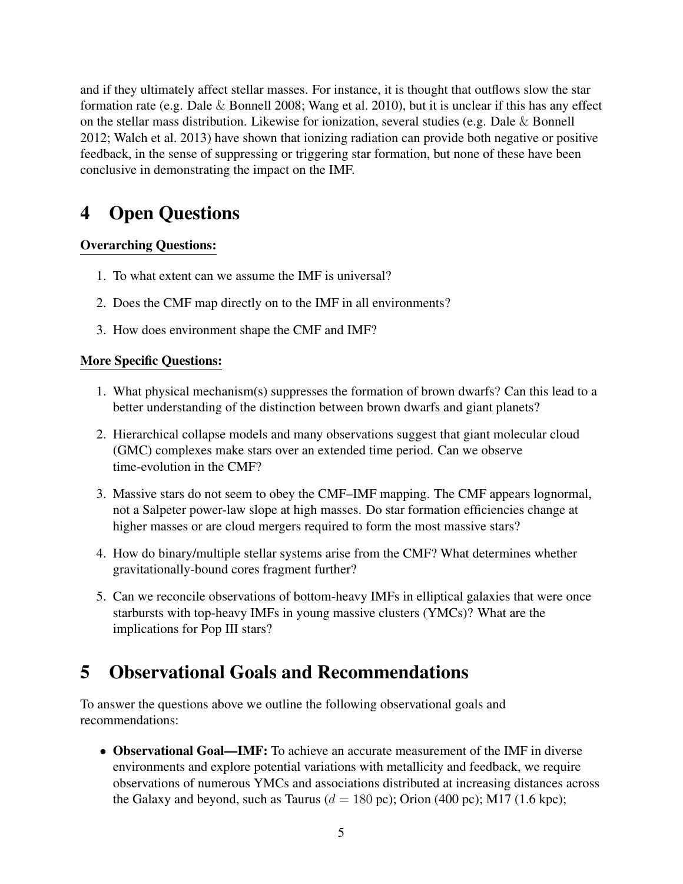and if they ultimately affect stellar masses. For instance, it is thought that outflows slow the star formation rate (e.g. Dale & Bonnell 2008; Wang et al. 2010), but it is unclear if this has any effect on the stellar mass distribution. Likewise for ionization, several studies (e.g. Dale & Bonnell 2012; Walch et al. 2013) have shown that ionizing radiation can provide both negative or positive feedback, in the sense of suppressing or triggering star formation, but none of these have been conclusive in demonstrating the impact on the IMF.

# 4 Open Questions

**Overarching Questions:**

1. To what extent can we assume the IMF is universal?
2. Does the CMF map directly on to the IMF in all environments?
3. How does environment shape the CMF and IMF?

**More Specific Questions:**

1. What physical mechanism(s) suppresses the formation of brown dwarfs? Can this lead to a better understanding of the distinction between brown dwarfs and giant planets?
2. Hierarchical collapse models and many observations suggest that giant molecular cloud (GMC) complexes make stars over an extended time period. Can we observe time-evolution in the CMF?
3. Massive stars do not seem to obey the CMF–IMF mapping. The CMF appears lognormal, not a Salpeter power-law slope at high masses. Do star formation efficiencies change at higher masses or are cloud mergers required to form the most massive stars?
4. How do binary/multiple stellar systems arise from the CMF? What determines whether gravitationally-bound cores fragment further?
5. Can we reconcile observations of bottom-heavy IMFs in elliptical galaxies that were once starbursts with top-heavy IMFs in young massive clusters (YMCs)? What are the implications for Pop III stars?

# 5 Observational Goals and Recommendations

To answer the questions above we outline the following observational goals and recommendations:

- **Observational Goal—IMF:** To achieve an accurate measurement of the IMF in diverse environments and explore potential variations with metallicity and feedback, we require observations of numerous YMCs and associations distributed at increasing distances across the Galaxy and beyond, such as Taurus ($d = 180$ pc); Orion (400 pc); M17 (1.6 kpc);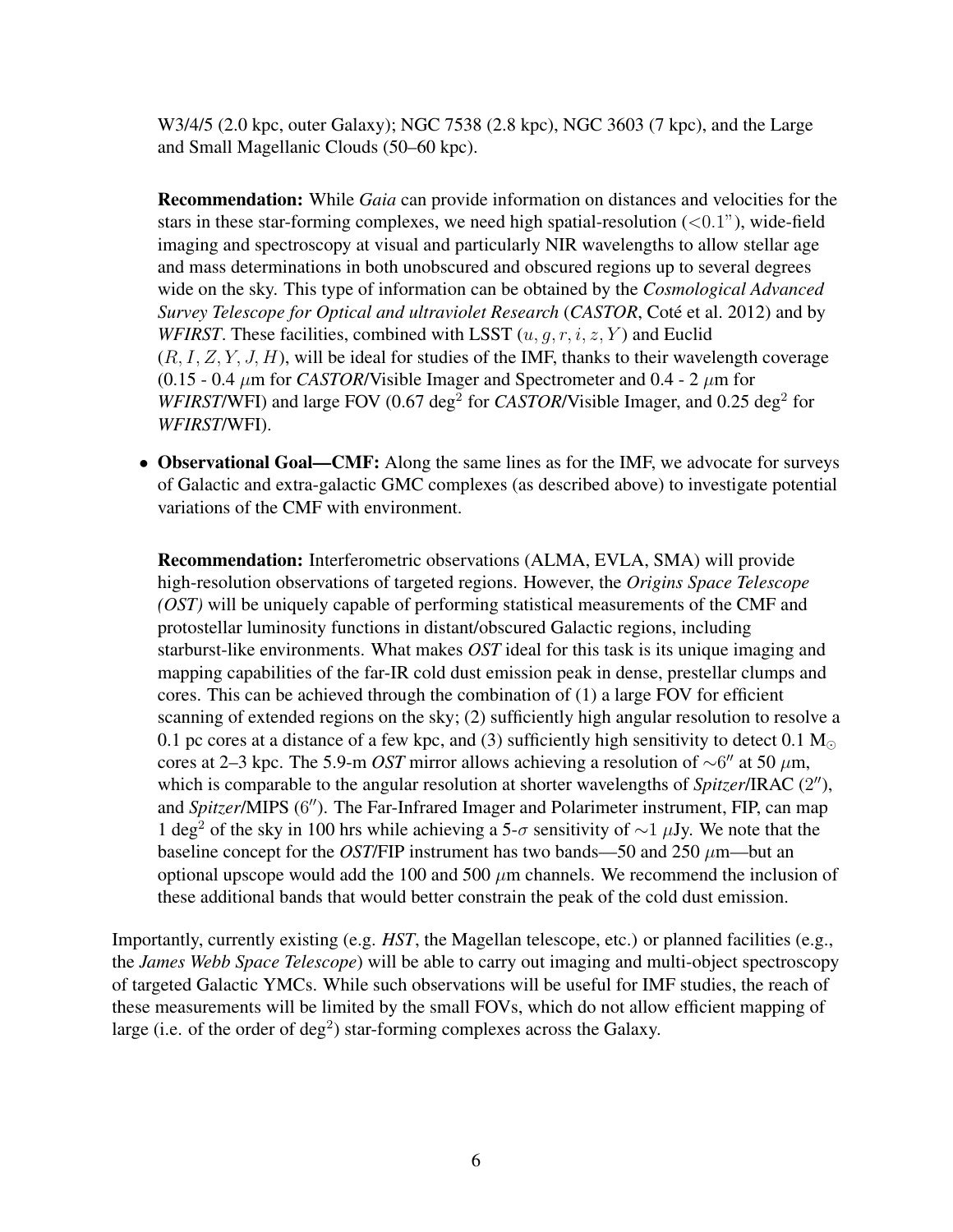W3/4/5 (2.0 kpc, outer Galaxy); NGC 7538 (2.8 kpc), NGC 3603 (7 kpc), and the Large and Small Magellanic Clouds (50–60 kpc).

**Recommendation:** While *Gaia* can provide information on distances and velocities for the stars in these star-forming complexes, we need high spatial-resolution ($<0.1$"), wide-field imaging and spectroscopy at visual and particularly NIR wavelengths to allow stellar age and mass determinations in both unobscured and obscured regions up to several degrees wide on the sky. This type of information can be obtained by the *Cosmological Advanced Survey Telescope for Optical and ultraviolet Research* (*CASTOR*, Coté et al. 2012) and by *WFIRST*. These facilities, combined with LSST ($u, g, r, i, z, Y$) and Euclid ($R, I, Z, Y, J, H$), will be ideal for studies of the IMF, thanks to their wavelength coverage (0.15 - 0.4 $\mu$m for *CASTOR*/Visible Imager and Spectrometer and 0.4 - 2 $\mu$m for *WFIRST*/WFI) and large FOV (0.67 deg$^2$ for *CASTOR*/Visible Imager, and 0.25 deg$^2$ for *WFIRST*/WFI).

- **Observational Goal—CMF:** Along the same lines as for the IMF, we advocate for surveys of Galactic and extra-galactic GMC complexes (as described above) to investigate potential variations of the CMF with environment.

  **Recommendation:** Interferometric observations (ALMA, EVLA, SMA) will provide high-resolution observations of targeted regions. However, the *Origins Space Telescope (OST)* will be uniquely capable of performing statistical measurements of the CMF and protostellar luminosity functions in distant/obscured Galactic regions, including starburst-like environments. What makes *OST* ideal for this task is its unique imaging and mapping capabilities of the far-IR cold dust emission peak in dense, prestellar clumps and cores. This can be achieved through the combination of (1) a large FOV for efficient scanning of extended regions on the sky; (2) sufficiently high angular resolution to resolve a 0.1 pc cores at a distance of a few kpc, and (3) sufficiently high sensitivity to detect 0.1 $M_{\odot}$ cores at 2–3 kpc. The 5.9-m *OST* mirror allows achieving a resolution of $\sim 6''$ at 50 $\mu$m, which is comparable to the angular resolution at shorter wavelengths of *Spitzer*/IRAC ($2''$), and *Spitzer*/MIPS ($6''$). The Far-Infrared Imager and Polarimeter instrument, FIP, can map 1 deg$^2$ of the sky in 100 hrs while achieving a 5-$\sigma$ sensitivity of $\sim 1$ $\mu$Jy. We note that the baseline concept for the *OST*/FIP instrument has two bands—50 and 250 $\mu$m—but an optional upscope would add the 100 and 500 $\mu$m channels. We recommend the inclusion of these additional bands that would better constrain the peak of the cold dust emission.

Importantly, currently existing (e.g. *HST*, the Magellan telescope, etc.) or planned facilities (e.g., the *James Webb Space Telescope*) will be able to carry out imaging and multi-object spectroscopy of targeted Galactic YMCs. While such observations will be useful for IMF studies, the reach of these measurements will be limited by the small FOVs, which do not allow efficient mapping of large (i.e. of the order of deg$^2$) star-forming complexes across the Galaxy.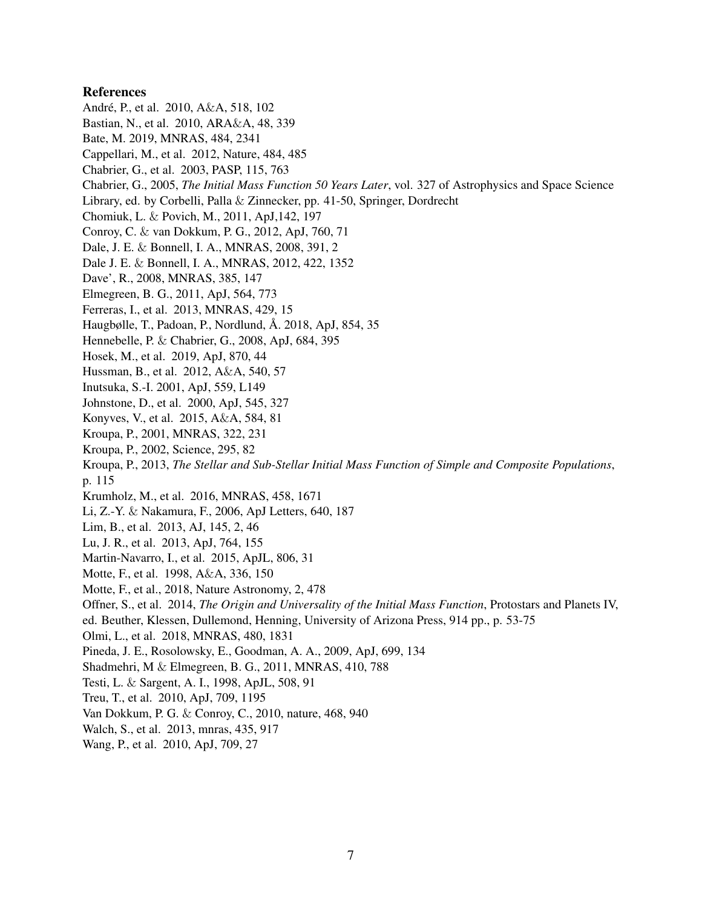## References

André, P., et al. 2010, A&A, 518, 102

Bastian, N., et al. 2010, ARA&A, 48, 339

Bate, M. 2019, MNRAS, 484, 2341

Cappellari, M., et al. 2012, Nature, 484, 485

Chabrier, G., et al. 2003, PASP, 115, 763

Chabrier, G., 2005, *The Initial Mass Function 50 Years Later*, vol. 327 of Astrophysics and Space Science Library, ed. by Corbelli, Palla & Zinnecker, pp. 41-50, Springer, Dordrecht

Chomiuk, L. & Povich, M., 2011, ApJ,142, 197

Conroy, C. & van Dokkum, P. G., 2012, ApJ, 760, 71

Dale, J. E. & Bonnell, I. A., MNRAS, 2008, 391, 2

Dale J. E. & Bonnell, I. A., MNRAS, 2012, 422, 1352

Dave', R., 2008, MNRAS, 385, 147

Elmegreen, B. G., 2011, ApJ, 564, 773

Ferreras, I., et al. 2013, MNRAS, 429, 15

Haugbølle, T., Padoan, P., Nordlund, Å. 2018, ApJ, 854, 35

Hennebelle, P. & Chabrier, G., 2008, ApJ, 684, 395

Hosek, M., et al. 2019, ApJ, 870, 44

Hussman, B., et al. 2012, A&A, 540, 57

Inutsuka, S.-I. 2001, ApJ, 559, L149

Johnstone, D., et al. 2000, ApJ, 545, 327

Konyves, V., et al. 2015, A&A, 584, 81

Kroupa, P., 2001, MNRAS, 322, 231

Kroupa, P., 2002, Science, 295, 82

Kroupa, P., 2013, *The Stellar and Sub-Stellar Initial Mass Function of Simple and Composite Populations*, p. 115

Krumholz, M., et al. 2016, MNRAS, 458, 1671

Li, Z.-Y. & Nakamura, F., 2006, ApJ Letters, 640, 187

Lim, B., et al. 2013, AJ, 145, 2, 46

Lu, J. R., et al. 2013, ApJ, 764, 155

Martin-Navarro, I., et al. 2015, ApJL, 806, 31

Motte, F., et al. 1998, A&A, 336, 150

Motte, F., et al., 2018, Nature Astronomy, 2, 478

Offner, S., et al. 2014, *The Origin and Universality of the Initial Mass Function*, Protostars and Planets IV, ed. Beuther, Klessen, Dullemond, Henning, University of Arizona Press, 914 pp., p. 53-75

Olmi, L., et al. 2018, MNRAS, 480, 1831

Pineda, J. E., Rosolowsky, E., Goodman, A. A., 2009, ApJ, 699, 134

Shadmehri, M & Elmegreen, B. G., 2011, MNRAS, 410, 788

Testi, L. & Sargent, A. I., 1998, ApJL, 508, 91

Treu, T., et al. 2010, ApJ, 709, 1195

Van Dokkum, P. G. & Conroy, C., 2010, nature, 468, 940

Walch, S., et al. 2013, mnras, 435, 917

Wang, P., et al. 2010, ApJ, 709, 27